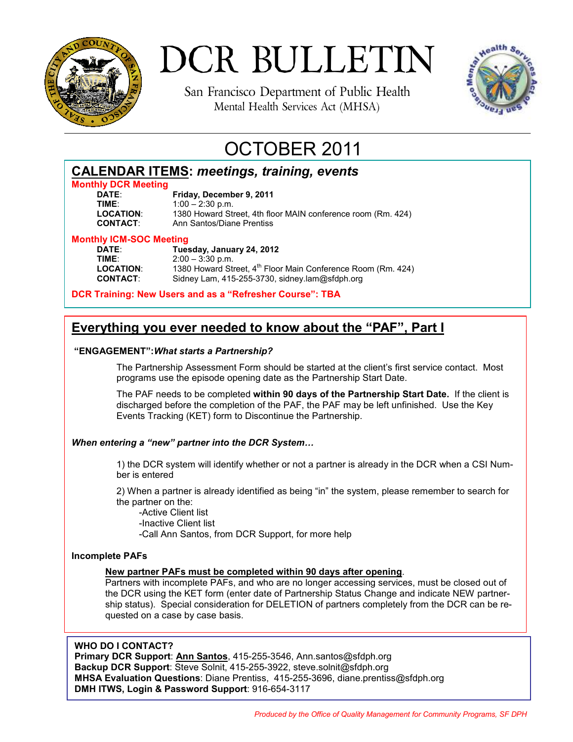# DCR BULLETIN

San Francisco Department of Public Health
Mental Health Services Act (MHSA)

## OCTOBER 2011

## CALENDAR ITEMS: *meetings, training, events*

**Monthly DCR Meeting**

**DATE**: **Friday, December 9, 2011**
**TIME**: 1:00 – 2:30 p.m.
**LOCATION**: 1380 Howard Street, 4th floor MAIN conference room (Rm. 424)
**CONTACT**: Ann Santos/Diane Prentiss

**Monthly ICM-SOC Meeting**

**DATE**: **Tuesday, January 24, 2012**
**TIME**: 2:00 – 3:30 p.m.
**LOCATION**: 1380 Howard Street, 4th Floor Main Conference Room (Rm. 424)
**CONTACT**: Sidney Lam, 415-255-3730, sidney.lam@sfdph.org

**DCR Training: New Users and as a "Refresher Course": TBA**

## Everything you ever needed to know about the "PAF", Part I

**"ENGAGEMENT":** ***What starts a Partnership?***

The Partnership Assessment Form should be started at the client's first service contact. Most programs use the episode opening date as the Partnership Start Date.

The PAF needs to be completed **within 90 days of the Partnership Start Date.** If the client is discharged before the completion of the PAF, the PAF may be left unfinished. Use the Key Events Tracking (KET) form to Discontinue the Partnership.

***When entering a "new" partner into the DCR System…***

1) the DCR system will identify whether or not a partner is already in the DCR when a CSI Number is entered

2) When a partner is already identified as being "in" the system, please remember to search for the partner on the:
- Active Client list
- Inactive Client list
- Call Ann Santos, from DCR Support, for more help

**Incomplete PAFs**

**New partner PAFs must be completed within 90 days after opening**.
Partners with incomplete PAFs, and who are no longer accessing services, must be closed out of the DCR using the KET form (enter date of Partnership Status Change and indicate NEW partnership status). Special consideration for DELETION of partners completely from the DCR can be requested on a case by case basis.

**WHO DO I CONTACT?**
**Primary DCR Support**: **Ann Santos**, 415-255-3546, Ann.santos@sfdph.org
**Backup DCR Support**: Steve Solnit, 415-255-3922, steve.solnit@sfdph.org
**MHSA Evaluation Questions**: Diane Prentiss, 415-255-3696, diane.prentiss@sfdph.org
**DMH ITWS, Login & Password Support**: 916-654-3117

*Produced by the Office of Quality Management for Community Programs, SF DPH*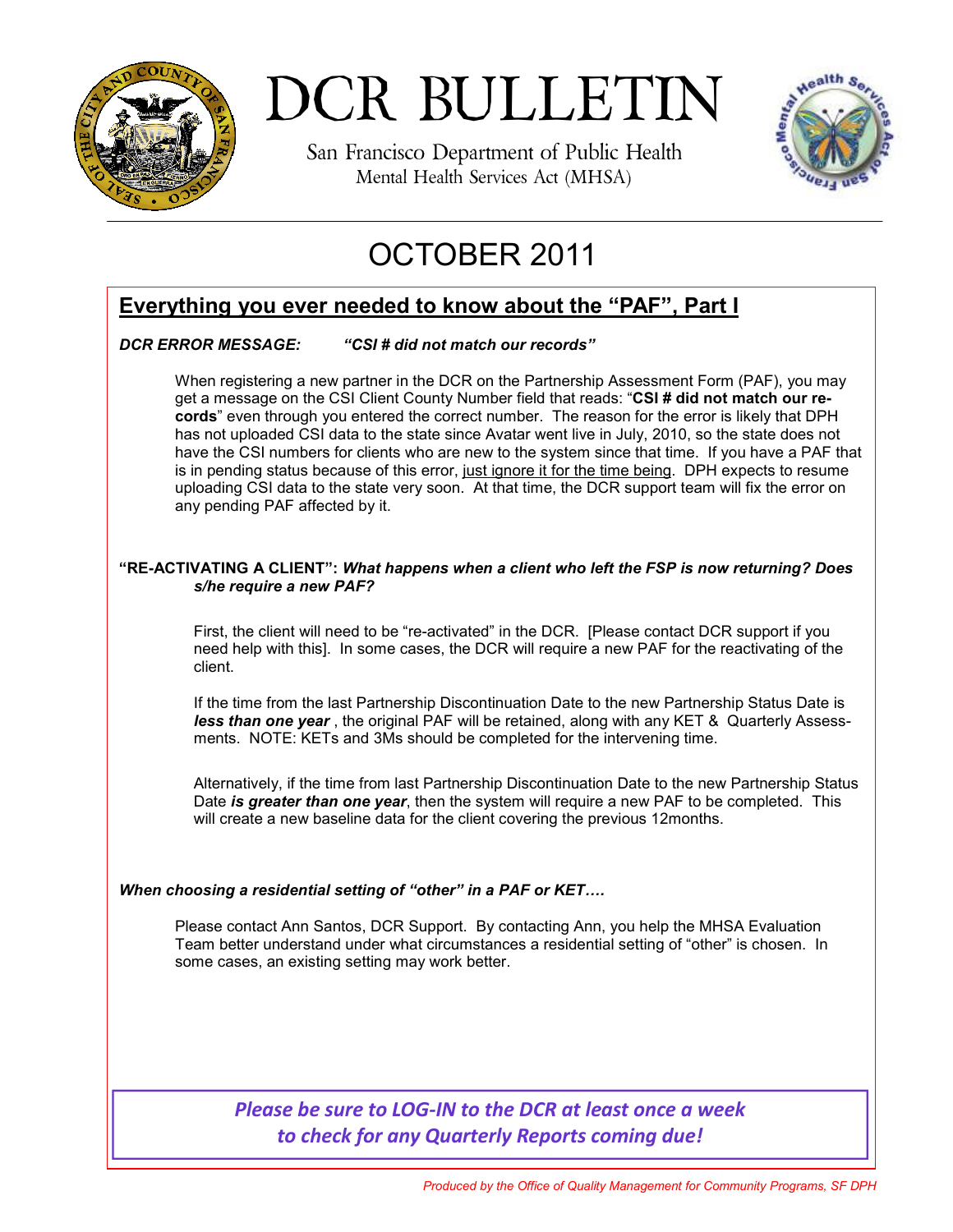# DCR BULLETIN

San Francisco Department of Public Health
Mental Health Services Act (MHSA)

## OCTOBER 2011

### Everything you ever needed to know about the "PAF", Part I

***DCR ERROR MESSAGE: "CSI # did not match our records"***

When registering a new partner in the DCR on the Partnership Assessment Form (PAF), you may get a message on the CSI Client County Number field that reads: "**CSI # did not match our records**" even through you entered the correct number. The reason for the error is likely that DPH has not uploaded CSI data to the state since Avatar went live in July, 2010, so the state does not have the CSI numbers for clients who are new to the system since that time. If you have a PAF that is in pending status because of this error, just ignore it for the time being. DPH expects to resume uploading CSI data to the state very soon. At that time, the DCR support team will fix the error on any pending PAF affected by it.

**"RE-ACTIVATING A CLIENT":** ***What happens when a client who left the FSP is now returning? Does s/he require a new PAF?***

First, the client will need to be "re-activated" in the DCR. [Please contact DCR support if you need help with this]. In some cases, the DCR will require a new PAF for the reactivating of the client.

If the time from the last Partnership Discontinuation Date to the new Partnership Status Date is ***less than one year***, the original PAF will be retained, along with any KET & Quarterly Assessments. NOTE: KETs and 3Ms should be completed for the intervening time.

Alternatively, if the time from last Partnership Discontinuation Date to the new Partnership Status Date ***is greater than one year***, then the system will require a new PAF to be completed. This will create a new baseline data for the client covering the previous 12months.

***When choosing a residential setting of "other" in a PAF or KET….***

Please contact Ann Santos, DCR Support. By contacting Ann, you help the MHSA Evaluation Team better understand under what circumstances a residential setting of "other" is chosen. In some cases, an existing setting may work better.

***Please be sure to LOG-IN to the DCR at least once a week to check for any Quarterly Reports coming due!***

*Produced by the Office of Quality Management for Community Programs, SF DPH*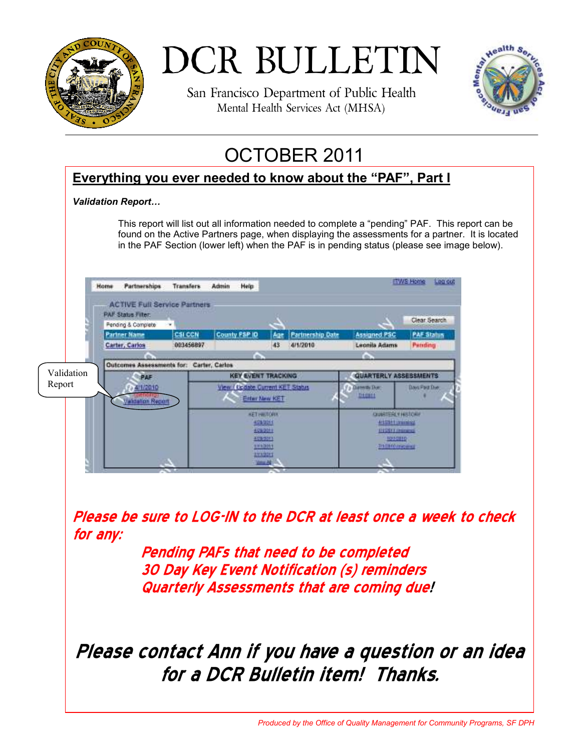# DCR BULLETIN

San Francisco Department of Public Health
Mental Health Services Act (MHSA)

## OCTOBER 2011

## Everything you ever needed to know about the "PAF", Part I

***Validation Report…***

This report will list out all information needed to complete a "pending" PAF. This report can be found on the Active Partners page, when displaying the assessments for a partner. It is located in the PAF Section (lower left) when the PAF is in pending status (please see image below).

Validation Report

***Please be sure to LOG-IN to the DCR at least once a week to check for any:***

***Pending PAFs that need to be completed***
***30 Day Key Event Notification (s) reminders***
***Quarterly Assessments that are coming due!***

***Please contact Ann if you have a question or an idea for a DCR Bulletin item! Thanks.***

*Produced by the Office of Quality Management for Community Programs, SF DPH*